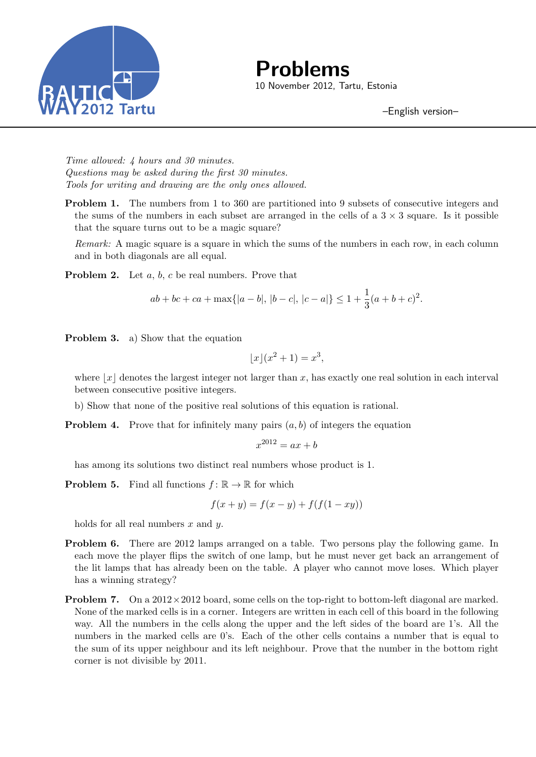# Problems

10 November 2012, Tartu, Estonia

–English version–

*Time allowed: 4 hours and 30 minutes.*
*Questions may be asked during the first 30 minutes.*
*Tools for writing and drawing are the only ones allowed.*

**Problem 1.** The numbers from 1 to 360 are partitioned into 9 subsets of consecutive integers and the sums of the numbers in each subset are arranged in the cells of a $3 \times 3$ square. Is it possible that the square turns out to be a magic square?

*Remark:* A magic square is a square in which the sums of the numbers in each row, in each column and in both diagonals are all equal.

**Problem 2.** Let $a$, $b$, $c$ be real numbers. Prove that

$$ab + bc + ca + \max\{|a-b|, |b-c|, |c-a|\} \leq 1 + \frac{1}{3}(a+b+c)^2.$$

**Problem 3.** a) Show that the equation

$$\lfloor x \rfloor (x^2 + 1) = x^3,$$

where $\lfloor x \rfloor$ denotes the largest integer not larger than $x$, has exactly one real solution in each interval between consecutive positive integers.

b) Show that none of the positive real solutions of this equation is rational.

**Problem 4.** Prove that for infinitely many pairs $(a, b)$ of integers the equation

$$x^{2012} = ax + b$$

has among its solutions two distinct real numbers whose product is 1.

**Problem 5.** Find all functions $f\colon \mathbb{R} \to \mathbb{R}$ for which

$$f(x+y) = f(x-y) + f(f(1-xy))$$

holds for all real numbers $x$ and $y$.

**Problem 6.** There are 2012 lamps arranged on a table. Two persons play the following game. In each move the player flips the switch of one lamp, but he must never get back an arrangement of the lit lamps that has already been on the table. A player who cannot move loses. Which player has a winning strategy?

**Problem 7.** On a $2012 \times 2012$ board, some cells on the top-right to bottom-left diagonal are marked. None of the marked cells is in a corner. Integers are written in each cell of this board in the following way. All the numbers in the cells along the upper and the left sides of the board are 1's. All the numbers in the marked cells are 0's. Each of the other cells contains a number that is equal to the sum of its upper neighbour and its left neighbour. Prove that the number in the bottom right corner is not divisible by 2011.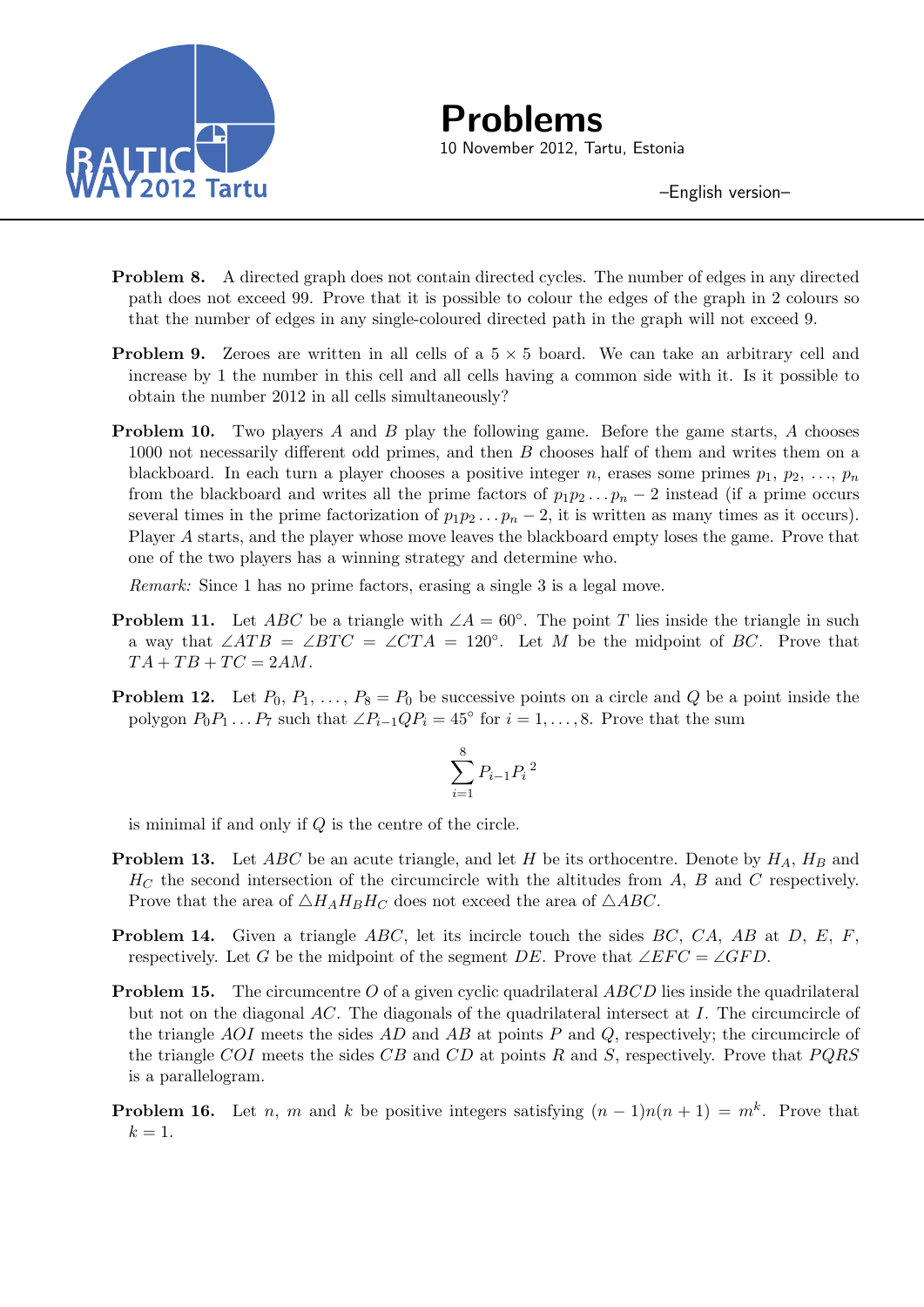# Problems

10 November 2012, Tartu, Estonia

–English version–

**Problem 8.** A directed graph does not contain directed cycles. The number of edges in any directed path does not exceed 99. Prove that it is possible to colour the edges of the graph in 2 colours so that the number of edges in any single-coloured directed path in the graph will not exceed 9.

**Problem 9.** Zeroes are written in all cells of a $5 \times 5$ board. We can take an arbitrary cell and increase by 1 the number in this cell and all cells having a common side with it. Is it possible to obtain the number 2012 in all cells simultaneously?

**Problem 10.** Two players $A$ and $B$ play the following game. Before the game starts, $A$ chooses 1000 not necessarily different odd primes, and then $B$ chooses half of them and writes them on a blackboard. In each turn a player chooses a positive integer $n$, erases some primes $p_1, p_2, \ldots, p_n$ from the blackboard and writes all the prime factors of $p_1 p_2 \ldots p_n - 2$ instead (if a prime occurs several times in the prime factorization of $p_1 p_2 \ldots p_n - 2$, it is written as many times as it occurs). Player $A$ starts, and the player whose move leaves the blackboard empty loses the game. Prove that one of the two players has a winning strategy and determine who.

*Remark:* Since 1 has no prime factors, erasing a single 3 is a legal move.

**Problem 11.** Let $ABC$ be a triangle with $\angle A = 60^\circ$. The point $T$ lies inside the triangle in such a way that $\angle ATB = \angle BTC = \angle CTA = 120^\circ$. Let $M$ be the midpoint of $BC$. Prove that $TA + TB + TC = 2AM$.

**Problem 12.** Let $P_0, P_1, \ldots, P_8 = P_0$ be successive points on a circle and $Q$ be a point inside the polygon $P_0 P_1 \ldots P_7$ such that $\angle P_{i-1} Q P_i = 45^\circ$ for $i = 1, \ldots, 8$. Prove that the sum

$$\sum_{i=1}^{8} P_{i-1}P_i^{\,2}$$

is minimal if and only if $Q$ is the centre of the circle.

**Problem 13.** Let $ABC$ be an acute triangle, and let $H$ be its orthocentre. Denote by $H_A$, $H_B$ and $H_C$ the second intersection of the circumcircle with the altitudes from $A$, $B$ and $C$ respectively. Prove that the area of $\triangle H_A H_B H_C$ does not exceed the area of $\triangle ABC$.

**Problem 14.** Given a triangle $ABC$, let its incircle touch the sides $BC$, $CA$, $AB$ at $D$, $E$, $F$, respectively. Let $G$ be the midpoint of the segment $DE$. Prove that $\angle EFC = \angle GFD$.

**Problem 15.** The circumcentre $O$ of a given cyclic quadrilateral $ABCD$ lies inside the quadrilateral but not on the diagonal $AC$. The diagonals of the quadrilateral intersect at $I$. The circumcircle of the triangle $AOI$ meets the sides $AD$ and $AB$ at points $P$ and $Q$, respectively; the circumcircle of the triangle $COI$ meets the sides $CB$ and $CD$ at points $R$ and $S$, respectively. Prove that $PQRS$ is a parallelogram.

**Problem 16.** Let $n$, $m$ and $k$ be positive integers satisfying $(n-1)n(n+1) = m^k$. Prove that $k = 1$.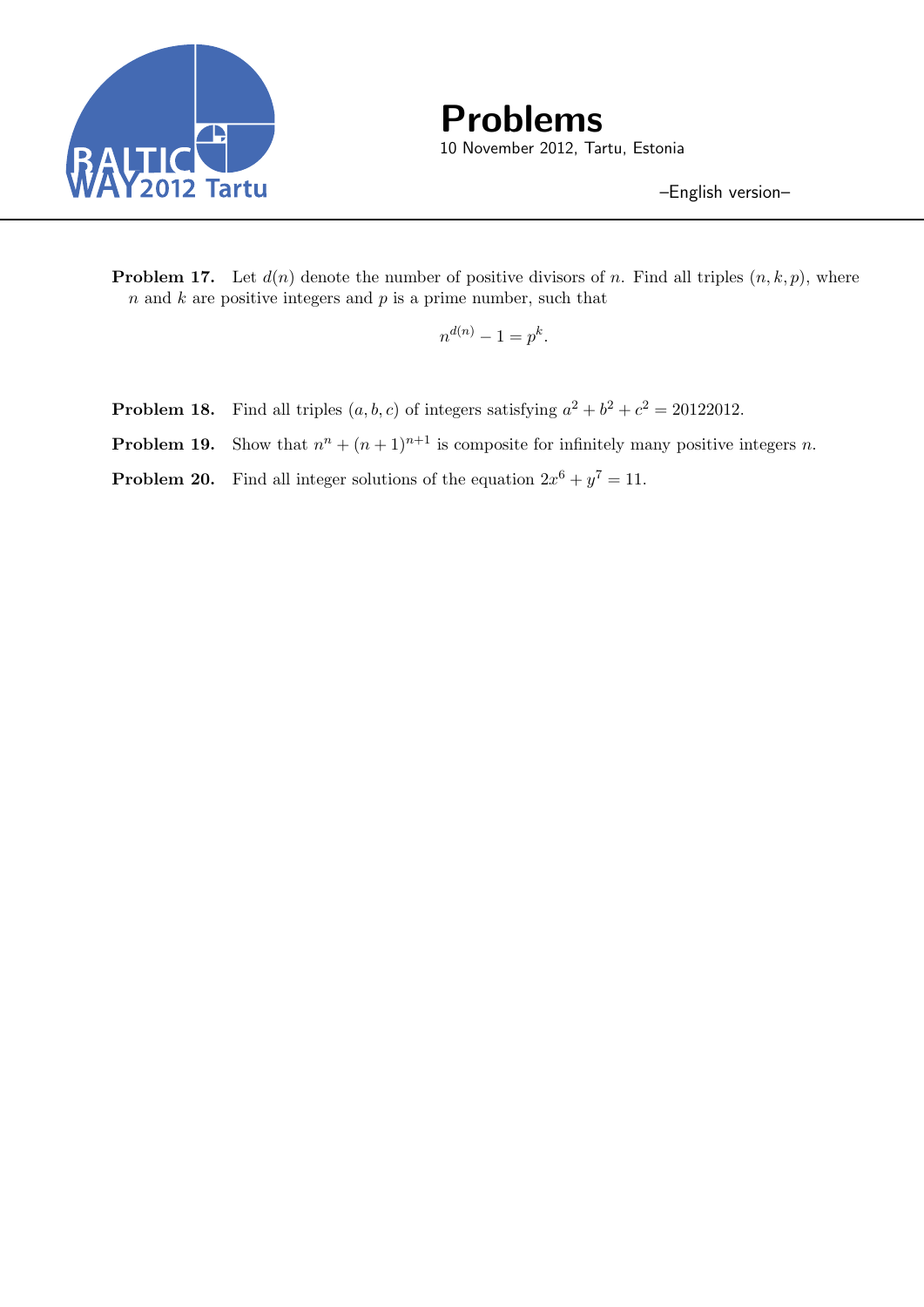**Problem 17.** Let $d(n)$ denote the number of positive divisors of $n$. Find all triples $(n, k, p)$, where $n$ and $k$ are positive integers and $p$ is a prime number, such that

$$n^{d(n)} - 1 = p^k.$$

**Problem 18.** Find all triples $(a, b, c)$ of integers satisfying $a^2 + b^2 + c^2 = 20122012$.

**Problem 19.** Show that $n^n + (n+1)^{n+1}$ is composite for infinitely many positive integers $n$.

**Problem 20.** Find all integer solutions of the equation $2x^6 + y^7 = 11$.